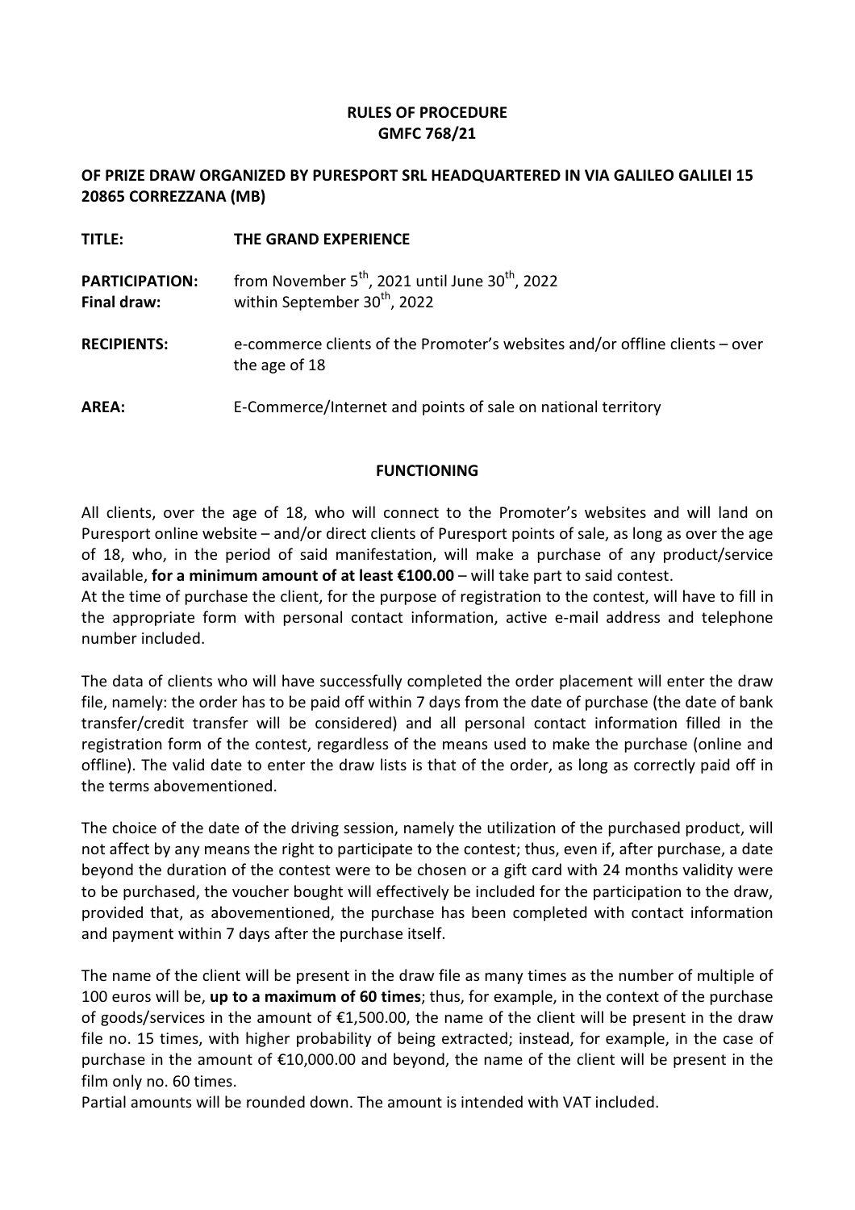# RULES OF PROCEDURE
# GMFC 768/21

## OF PRIZE DRAW ORGANIZED BY PURESPORT SRL HEADQUARTERED IN VIA GALILEO GALILEI 15 20865 CORREZZANA (MB)

| | |
|---|---|
| **TITLE:** | **THE GRAND EXPERIENCE** |
| **PARTICIPATION:** | from November 5th, 2021 until June 30th, 2022 |
| **Final draw:** | within September 30th, 2022 |
| **RECIPIENTS:** | e-commerce clients of the Promoter's websites and/or offline clients – over the age of 18 |
| **AREA:** | E-Commerce/Internet and points of sale on national territory |

### FUNCTIONING

All clients, over the age of 18, who will connect to the Promoter's websites and will land on Puresport online website – and/or direct clients of Puresport points of sale, as long as over the age of 18, who, in the period of said manifestation, will make a purchase of any product/service available, **for a minimum amount of at least €100.00** – will take part to said contest.

At the time of purchase the client, for the purpose of registration to the contest, will have to fill in the appropriate form with personal contact information, active e-mail address and telephone number included.

The data of clients who will have successfully completed the order placement will enter the draw file, namely: the order has to be paid off within 7 days from the date of purchase (the date of bank transfer/credit transfer will be considered) and all personal contact information filled in the registration form of the contest, regardless of the means used to make the purchase (online and offline). The valid date to enter the draw lists is that of the order, as long as correctly paid off in the terms abovementioned.

The choice of the date of the driving session, namely the utilization of the purchased product, will not affect by any means the right to participate to the contest; thus, even if, after purchase, a date beyond the duration of the contest were to be chosen or a gift card with 24 months validity were to be purchased, the voucher bought will effectively be included for the participation to the draw, provided that, as abovementioned, the purchase has been completed with contact information and payment within 7 days after the purchase itself.

The name of the client will be present in the draw file as many times as the number of multiple of 100 euros will be, **up to a maximum of 60 times**; thus, for example, in the context of the purchase of goods/services in the amount of €1,500.00, the name of the client will be present in the draw file no. 15 times, with higher probability of being extracted; instead, for example, in the case of purchase in the amount of €10,000.00 and beyond, the name of the client will be present in the film only no. 60 times.

Partial amounts will be rounded down. The amount is intended with VAT included.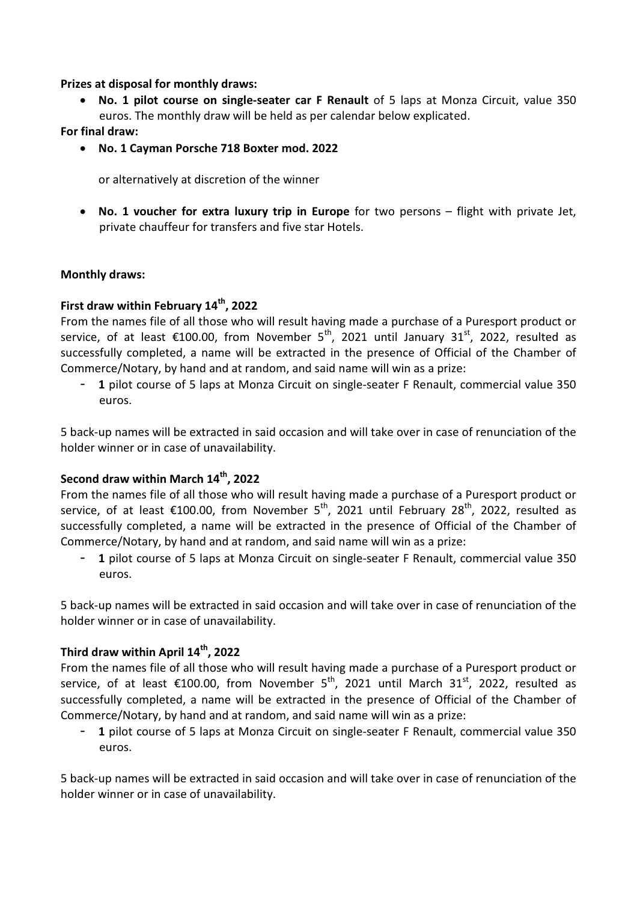**Prizes at disposal for monthly draws:**

- **No. 1 pilot course on single-seater car F Renault** of 5 laps at Monza Circuit, value 350 euros. The monthly draw will be held as per calendar below explicated.

**For final draw:**

- **No. 1 Cayman Porsche 718 Boxter mod. 2022**

  or alternatively at discretion of the winner

- **No. 1 voucher for extra luxury trip in Europe** for two persons – flight with private Jet, private chauffeur for transfers and five star Hotels.

**Monthly draws:**

**First draw within February 14th, 2022**

From the names file of all those who will result having made a purchase of a Puresport product or service, of at least €100.00, from November 5th, 2021 until January 31st, 2022, resulted as successfully completed, a name will be extracted in the presence of Official of the Chamber of Commerce/Notary, by hand and at random, and said name will win as a prize:

- **1** pilot course of 5 laps at Monza Circuit on single-seater F Renault, commercial value 350 euros.

5 back-up names will be extracted in said occasion and will take over in case of renunciation of the holder winner or in case of unavailability.

**Second draw within March 14th, 2022**

From the names file of all those who will result having made a purchase of a Puresport product or service, of at least €100.00, from November 5th, 2021 until February 28th, 2022, resulted as successfully completed, a name will be extracted in the presence of Official of the Chamber of Commerce/Notary, by hand and at random, and said name will win as a prize:

- **1** pilot course of 5 laps at Monza Circuit on single-seater F Renault, commercial value 350 euros.

5 back-up names will be extracted in said occasion and will take over in case of renunciation of the holder winner or in case of unavailability.

**Third draw within April 14th, 2022**

From the names file of all those who will result having made a purchase of a Puresport product or service, of at least €100.00, from November 5th, 2021 until March 31st, 2022, resulted as successfully completed, a name will be extracted in the presence of Official of the Chamber of Commerce/Notary, by hand and at random, and said name will win as a prize:

- **1** pilot course of 5 laps at Monza Circuit on single-seater F Renault, commercial value 350 euros.

5 back-up names will be extracted in said occasion and will take over in case of renunciation of the holder winner or in case of unavailability.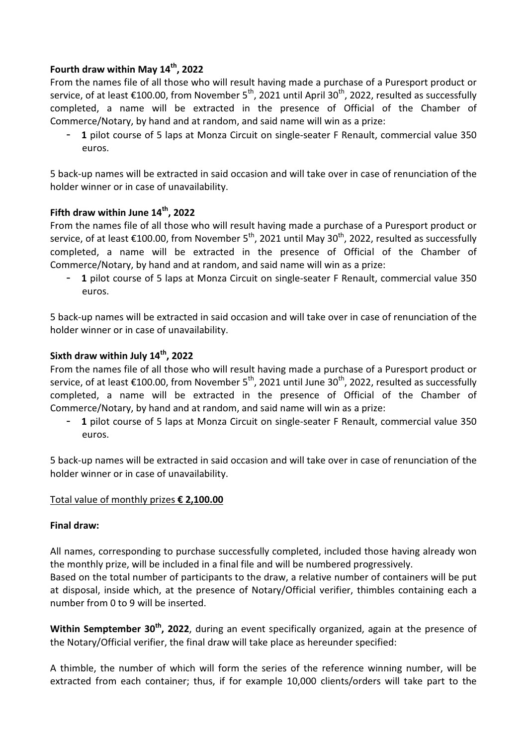**Fourth draw within May 14th, 2022**

From the names file of all those who will result having made a purchase of a Puresport product or service, of at least €100.00, from November 5th, 2021 until April 30th, 2022, resulted as successfully completed, a name will be extracted in the presence of Official of the Chamber of Commerce/Notary, by hand and at random, and said name will win as a prize:

- **1** pilot course of 5 laps at Monza Circuit on single-seater F Renault, commercial value 350 euros.

5 back-up names will be extracted in said occasion and will take over in case of renunciation of the holder winner or in case of unavailability.

**Fifth draw within June 14th, 2022**

From the names file of all those who will result having made a purchase of a Puresport product or service, of at least €100.00, from November 5th, 2021 until May 30th, 2022, resulted as successfully completed, a name will be extracted in the presence of Official of the Chamber of Commerce/Notary, by hand and at random, and said name will win as a prize:

- **1** pilot course of 5 laps at Monza Circuit on single-seater F Renault, commercial value 350 euros.

5 back-up names will be extracted in said occasion and will take over in case of renunciation of the holder winner or in case of unavailability.

**Sixth draw within July 14th, 2022**

From the names file of all those who will result having made a purchase of a Puresport product or service, of at least €100.00, from November 5th, 2021 until June 30th, 2022, resulted as successfully completed, a name will be extracted in the presence of Official of the Chamber of Commerce/Notary, by hand and at random, and said name will win as a prize:

- **1** pilot course of 5 laps at Monza Circuit on single-seater F Renault, commercial value 350 euros.

5 back-up names will be extracted in said occasion and will take over in case of renunciation of the holder winner or in case of unavailability.

Total value of monthly prizes **€ 2,100.00**

**Final draw:**

All names, corresponding to purchase successfully completed, included those having already won the monthly prize, will be included in a final file and will be numbered progressively.
Based on the total number of participants to the draw, a relative number of containers will be put at disposal, inside which, at the presence of Notary/Official verifier, thimbles containing each a number from 0 to 9 will be inserted.

**Within Semptember 30th, 2022**, during an event specifically organized, again at the presence of the Notary/Official verifier, the final draw will take place as hereunder specified:

A thimble, the number of which will form the series of the reference winning number, will be extracted from each container; thus, if for example 10,000 clients/orders will take part to the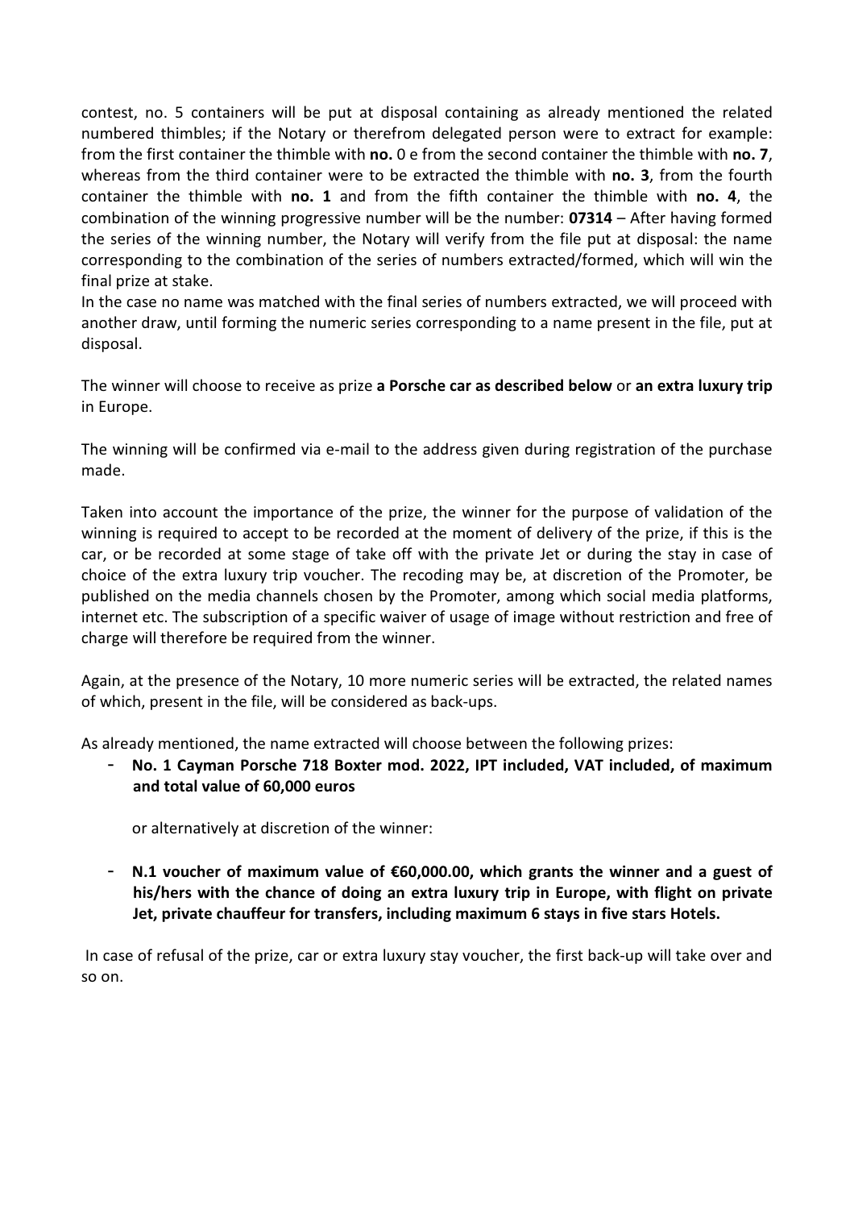contest, no. 5 containers will be put at disposal containing as already mentioned the related numbered thimbles; if the Notary or therefrom delegated person were to extract for example: from the first container the thimble with **no.** 0 e from the second container the thimble with **no. 7**, whereas from the third container were to be extracted the thimble with **no. 3**, from the fourth container the thimble with **no. 1** and from the fifth container the thimble with **no. 4**, the combination of the winning progressive number will be the number: **07314** – After having formed the series of the winning number, the Notary will verify from the file put at disposal: the name corresponding to the combination of the series of numbers extracted/formed, which will win the final prize at stake.

In the case no name was matched with the final series of numbers extracted, we will proceed with another draw, until forming the numeric series corresponding to a name present in the file, put at disposal.

The winner will choose to receive as prize **a Porsche car as described below** or **an extra luxury trip** in Europe.

The winning will be confirmed via e-mail to the address given during registration of the purchase made.

Taken into account the importance of the prize, the winner for the purpose of validation of the winning is required to accept to be recorded at the moment of delivery of the prize, if this is the car, or be recorded at some stage of take off with the private Jet or during the stay in case of choice of the extra luxury trip voucher. The recoding may be, at discretion of the Promoter, be published on the media channels chosen by the Promoter, among which social media platforms, internet etc. The subscription of a specific waiver of usage of image without restriction and free of charge will therefore be required from the winner.

Again, at the presence of the Notary, 10 more numeric series will be extracted, the related names of which, present in the file, will be considered as back-ups.

As already mentioned, the name extracted will choose between the following prizes:

- **No. 1 Cayman Porsche 718 Boxter mod. 2022, IPT included, VAT included, of maximum and total value of 60,000 euros**

  or alternatively at discretion of the winner:

- **N.1 voucher of maximum value of €60,000.00, which grants the winner and a guest of his/hers with the chance of doing an extra luxury trip in Europe, with flight on private Jet, private chauffeur for transfers, including maximum 6 stays in five stars Hotels.**

In case of refusal of the prize, car or extra luxury stay voucher, the first back-up will take over and so on.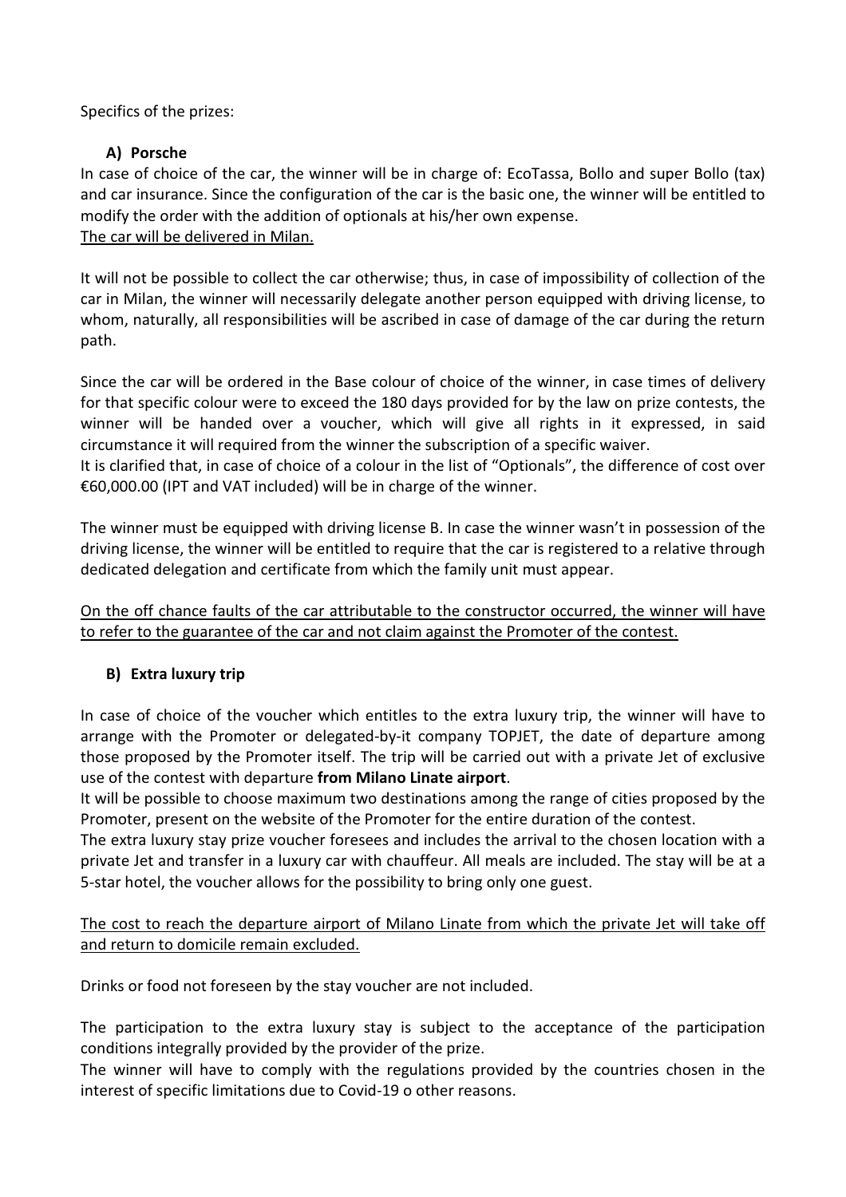Specifics of the prizes:

**A) Porsche**

In case of choice of the car, the winner will be in charge of: EcoTassa, Bollo and super Bollo (tax) and car insurance. Since the configuration of the car is the basic one, the winner will be entitled to modify the order with the addition of optionals at his/her own expense.
<u>The car will be delivered in Milan.</u>

It will not be possible to collect the car otherwise; thus, in case of impossibility of collection of the car in Milan, the winner will necessarily delegate another person equipped with driving license, to whom, naturally, all responsibilities will be ascribed in case of damage of the car during the return path.

Since the car will be ordered in the Base colour of choice of the winner, in case times of delivery for that specific colour were to exceed the 180 days provided for by the law on prize contests, the winner will be handed over a voucher, which will give all rights in it expressed, in said circumstance it will required from the winner the subscription of a specific waiver.
It is clarified that, in case of choice of a colour in the list of "Optionals", the difference of cost over €60,000.00 (IPT and VAT included) will be in charge of the winner.

The winner must be equipped with driving license B. In case the winner wasn't in possession of the driving license, the winner will be entitled to require that the car is registered to a relative through dedicated delegation and certificate from which the family unit must appear.

<u>On the off chance faults of the car attributable to the constructor occurred, the winner will have to refer to the guarantee of the car and not claim against the Promoter of the contest.</u>

**B) Extra luxury trip**

In case of choice of the voucher which entitles to the extra luxury trip, the winner will have to arrange with the Promoter or delegated-by-it company TOPJET, the date of departure among those proposed by the Promoter itself. The trip will be carried out with a private Jet of exclusive use of the contest with departure **from Milano Linate airport**.
It will be possible to choose maximum two destinations among the range of cities proposed by the Promoter, present on the website of the Promoter for the entire duration of the contest.
The extra luxury stay prize voucher foresees and includes the arrival to the chosen location with a private Jet and transfer in a luxury car with chauffeur. All meals are included. The stay will be at a 5-star hotel, the voucher allows for the possibility to bring only one guest.

<u>The cost to reach the departure airport of Milano Linate from which the private Jet will take off and return to domicile remain excluded.</u>

Drinks or food not foreseen by the stay voucher are not included.

The participation to the extra luxury stay is subject to the acceptance of the participation conditions integrally provided by the provider of the prize.
The winner will have to comply with the regulations provided by the countries chosen in the interest of specific limitations due to Covid-19 o other reasons.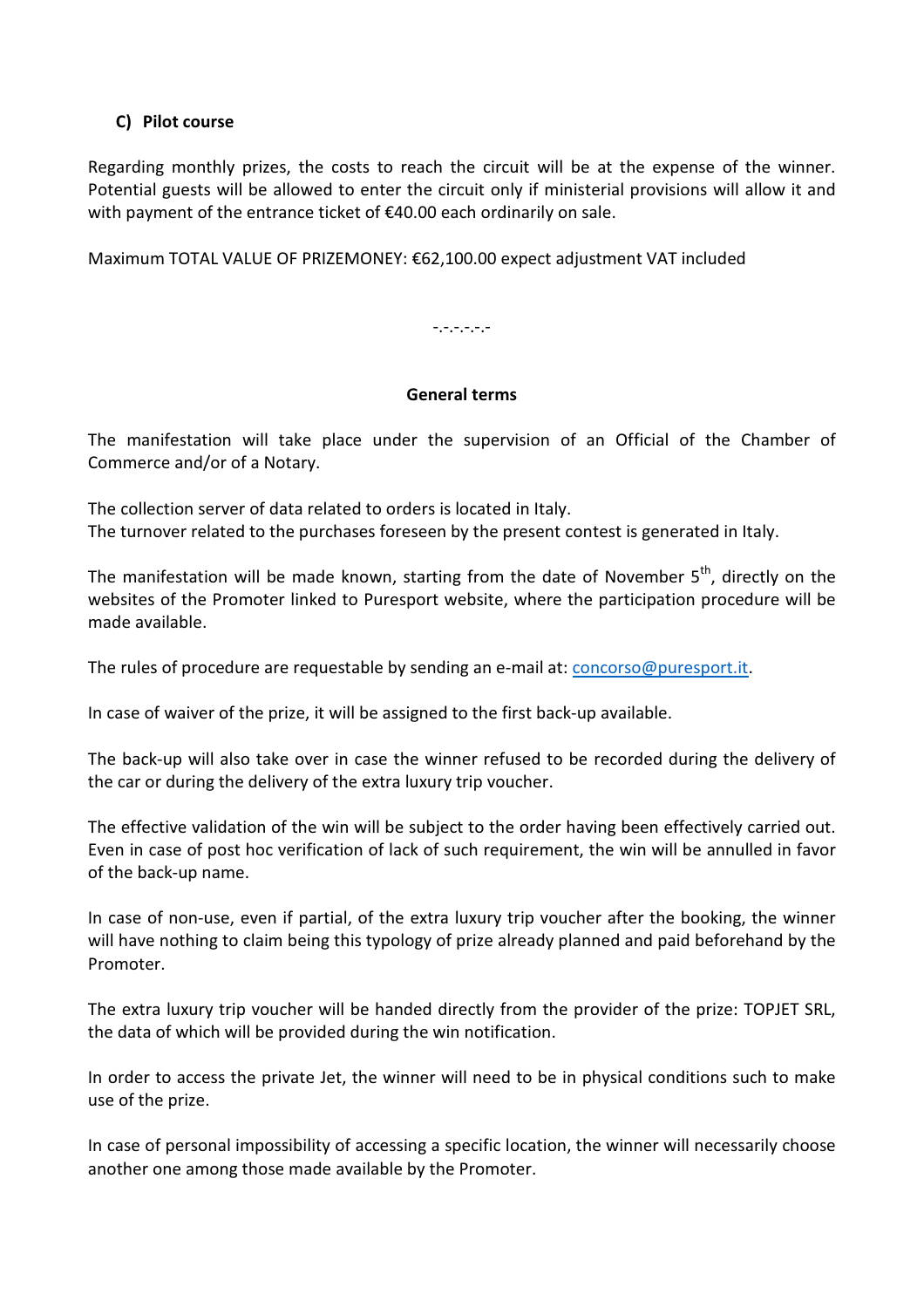### C) Pilot course

Regarding monthly prizes, the costs to reach the circuit will be at the expense of the winner. Potential guests will be allowed to enter the circuit only if ministerial provisions will allow it and with payment of the entrance ticket of €40.00 each ordinarily on sale.

Maximum TOTAL VALUE OF PRIZEMONEY: €62,100.00 expect adjustment VAT included

-.-.-.-.-.-

**General terms**

The manifestation will take place under the supervision of an Official of the Chamber of Commerce and/or of a Notary.

The collection server of data related to orders is located in Italy.
The turnover related to the purchases foreseen by the present contest is generated in Italy.

The manifestation will be made known, starting from the date of November 5th, directly on the websites of the Promoter linked to Puresport website, where the participation procedure will be made available.

The rules of procedure are requestable by sending an e-mail at: concorso@puresport.it.

In case of waiver of the prize, it will be assigned to the first back-up available.

The back-up will also take over in case the winner refused to be recorded during the delivery of the car or during the delivery of the extra luxury trip voucher.

The effective validation of the win will be subject to the order having been effectively carried out. Even in case of post hoc verification of lack of such requirement, the win will be annulled in favor of the back-up name.

In case of non-use, even if partial, of the extra luxury trip voucher after the booking, the winner will have nothing to claim being this typology of prize already planned and paid beforehand by the Promoter.

The extra luxury trip voucher will be handed directly from the provider of the prize: TOPJET SRL, the data of which will be provided during the win notification.

In order to access the private Jet, the winner will need to be in physical conditions such to make use of the prize.

In case of personal impossibility of accessing a specific location, the winner will necessarily choose another one among those made available by the Promoter.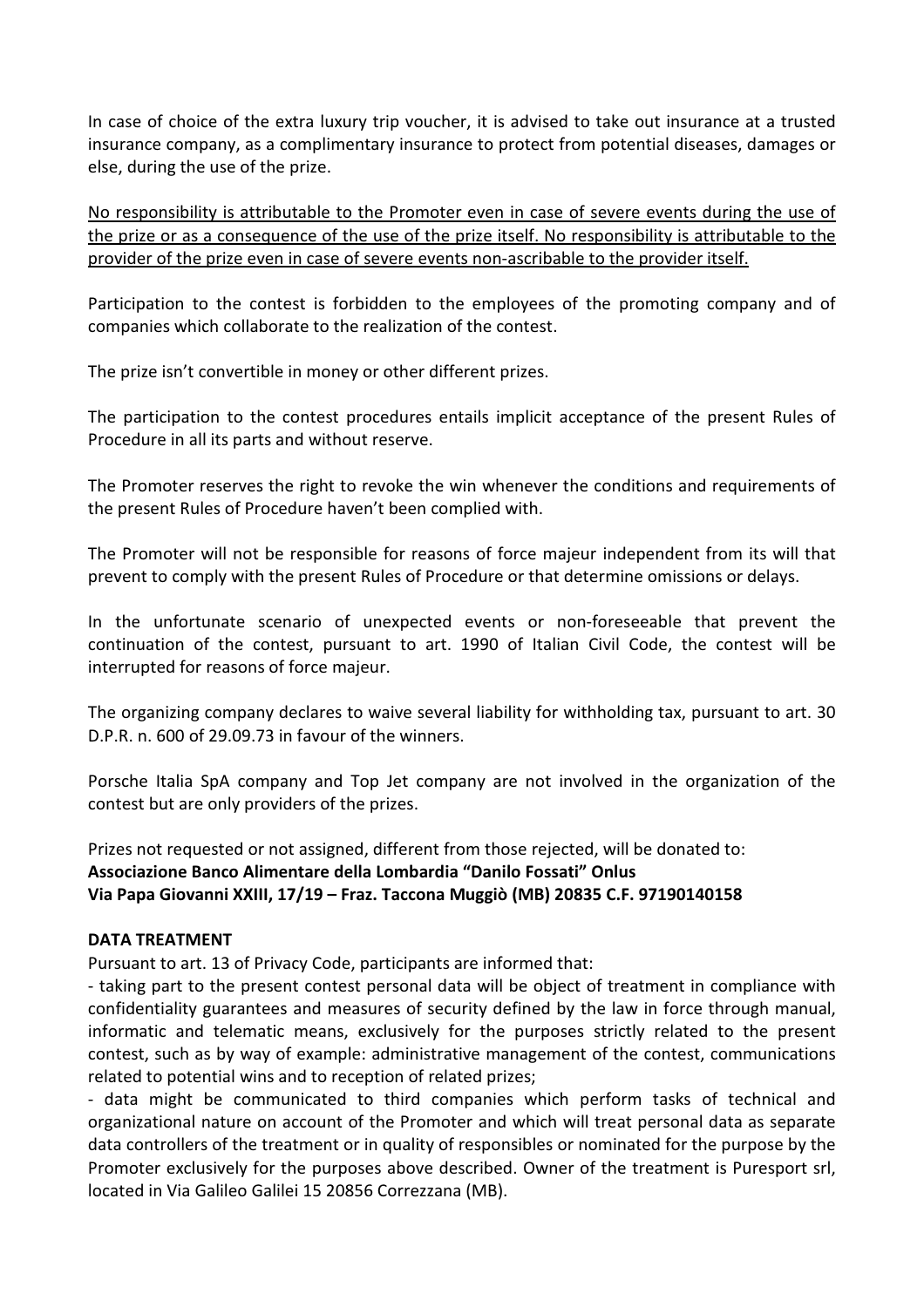In case of choice of the extra luxury trip voucher, it is advised to take out insurance at a trusted insurance company, as a complimentary insurance to protect from potential diseases, damages or else, during the use of the prize.

<u>No responsibility is attributable to the Promoter even in case of severe events during the use of the prize or as a consequence of the use of the prize itself. No responsibility is attributable to the provider of the prize even in case of severe events non-ascribable to the provider itself.</u>

Participation to the contest is forbidden to the employees of the promoting company and of companies which collaborate to the realization of the contest.

The prize isn't convertible in money or other different prizes.

The participation to the contest procedures entails implicit acceptance of the present Rules of Procedure in all its parts and without reserve.

The Promoter reserves the right to revoke the win whenever the conditions and requirements of the present Rules of Procedure haven't been complied with.

The Promoter will not be responsible for reasons of force majeur independent from its will that prevent to comply with the present Rules of Procedure or that determine omissions or delays.

In the unfortunate scenario of unexpected events or non-foreseeable that prevent the continuation of the contest, pursuant to art. 1990 of Italian Civil Code, the contest will be interrupted for reasons of force majeur.

The organizing company declares to waive several liability for withholding tax, pursuant to art. 30 D.P.R. n. 600 of 29.09.73 in favour of the winners.

Porsche Italia SpA company and Top Jet company are not involved in the organization of the contest but are only providers of the prizes.

Prizes not requested or not assigned, different from those rejected, will be donated to:
**Associazione Banco Alimentare della Lombardia "Danilo Fossati" Onlus**
**Via Papa Giovanni XXIII, 17/19 – Fraz. Taccona Muggiò (MB) 20835 C.F. 97190140158**

**DATA TREATMENT**

Pursuant to art. 13 of Privacy Code, participants are informed that:

- taking part to the present contest personal data will be object of treatment in compliance with confidentiality guarantees and measures of security defined by the law in force through manual, informatic and telematic means, exclusively for the purposes strictly related to the present contest, such as by way of example: administrative management of the contest, communications related to potential wins and to reception of related prizes;
- data might be communicated to third companies which perform tasks of technical and organizational nature on account of the Promoter and which will treat personal data as separate data controllers of the treatment or in quality of responsibles or nominated for the purpose by the Promoter exclusively for the purposes above described. Owner of the treatment is Puresport srl, located in Via Galileo Galilei 15 20856 Correzzana (MB).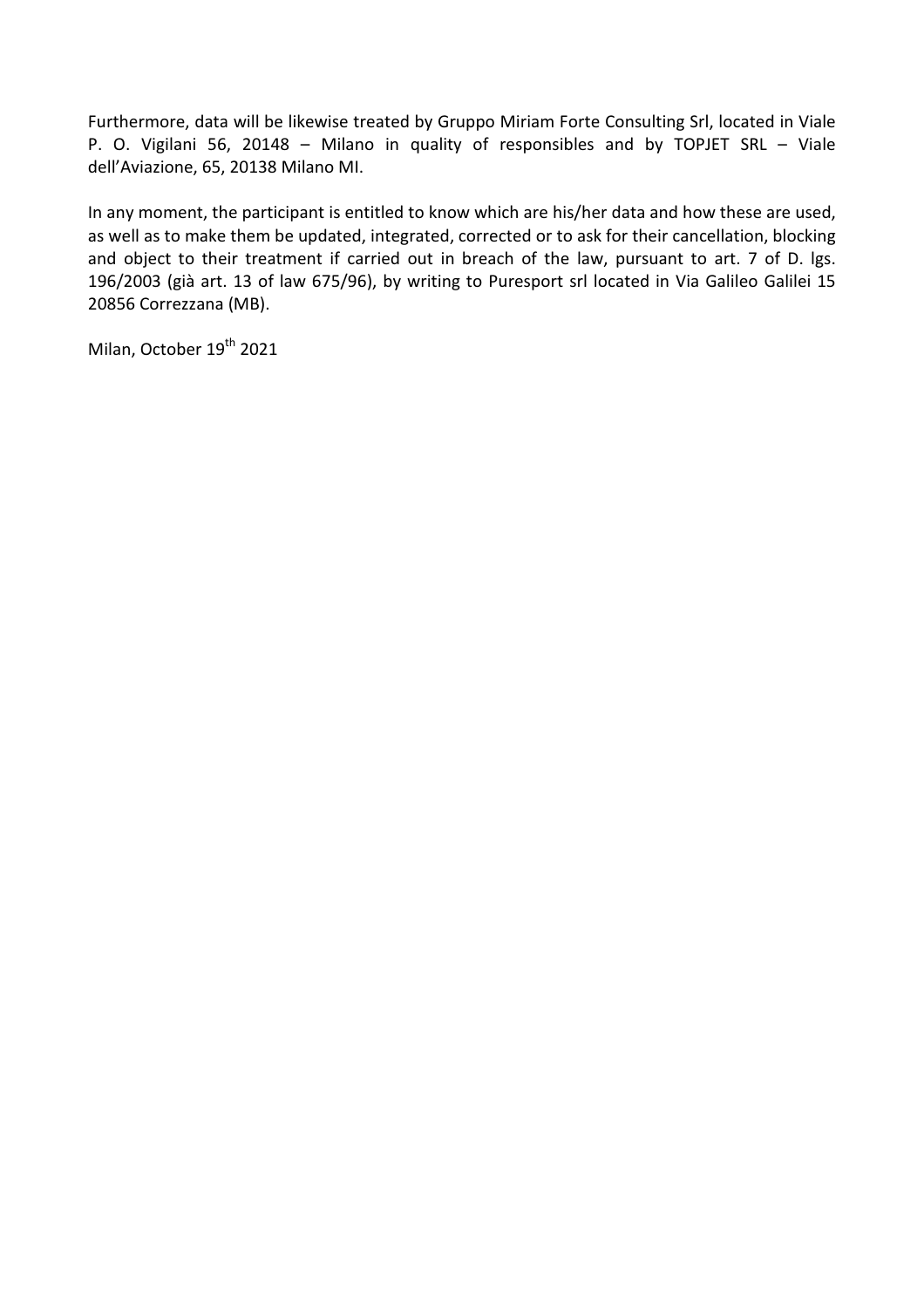Furthermore, data will be likewise treated by Gruppo Miriam Forte Consulting Srl, located in Viale P. O. Vigilani 56, 20148 – Milano in quality of responsibles and by TOPJET SRL – Viale dell'Aviazione, 65, 20138 Milano MI.

In any moment, the participant is entitled to know which are his/her data and how these are used, as well as to make them be updated, integrated, corrected or to ask for their cancellation, blocking and object to their treatment if carried out in breach of the law, pursuant to art. 7 of D. lgs. 196/2003 (già art. 13 of law 675/96), by writing to Puresport srl located in Via Galileo Galilei 15 20856 Correzzana (MB).

Milan, October 19th 2021